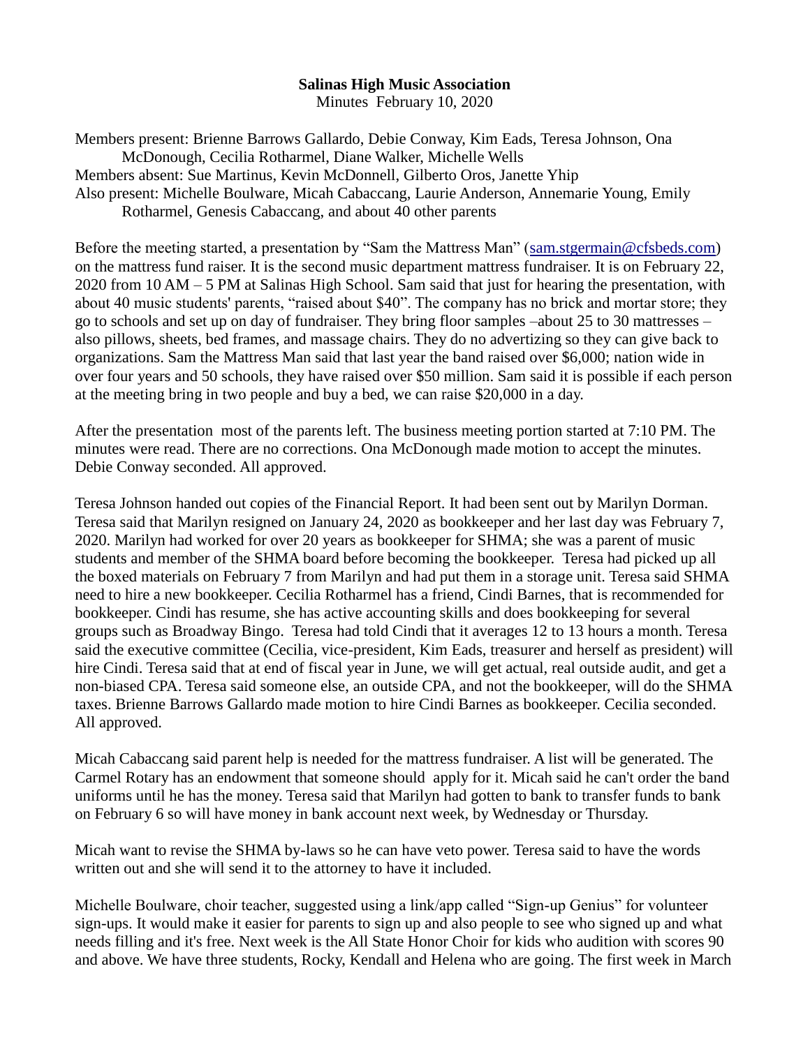**Salinas High Music Association**

Minutes February 10, 2020

Members present: Brienne Barrows Gallardo, Debie Conway, Kim Eads, Teresa Johnson, Ona McDonough, Cecilia Rotharmel, Diane Walker, Michelle Wells

Members absent: Sue Martinus, Kevin McDonnell, Gilberto Oros, Janette Yhip

Also present: Michelle Boulware, Micah Cabaccang, Laurie Anderson, Annemarie Young, Emily Rotharmel, Genesis Cabaccang, and about 40 other parents

Before the meeting started, a presentation by "Sam the Mattress Man" (sam.stgermain@cfsbeds.com) on the mattress fund raiser. It is the second music department mattress fundraiser. It is on February 22, 2020 from 10 AM – 5 PM at Salinas High School. Sam said that just for hearing the presentation, with about 40 music students' parents, "raised about $40". The company has no brick and mortar store; they go to schools and set up on day of fundraiser. They bring floor samples –about 25 to 30 mattresses – also pillows, sheets, bed frames, and massage chairs. They do no advertizing so they can give back to organizations. Sam the Mattress Man said that last year the band raised over $6,000; nation wide in over four years and 50 schools, they have raised over $50 million. Sam said it is possible if each person at the meeting bring in two people and buy a bed, we can raise $20,000 in a day.

After the presentation most of the parents left. The business meeting portion started at 7:10 PM. The minutes were read. There are no corrections. Ona McDonough made motion to accept the minutes. Debie Conway seconded. All approved.

Teresa Johnson handed out copies of the Financial Report. It had been sent out by Marilyn Dorman. Teresa said that Marilyn resigned on January 24, 2020 as bookkeeper and her last day was February 7, 2020. Marilyn had worked for over 20 years as bookkeeper for SHMA; she was a parent of music students and member of the SHMA board before becoming the bookkeeper. Teresa had picked up all the boxed materials on February 7 from Marilyn and had put them in a storage unit. Teresa said SHMA need to hire a new bookkeeper. Cecilia Rotharmel has a friend, Cindi Barnes, that is recommended for bookkeeper. Cindi has resume, she has active accounting skills and does bookkeeping for several groups such as Broadway Bingo. Teresa had told Cindi that it averages 12 to 13 hours a month. Teresa said the executive committee (Cecilia, vice-president, Kim Eads, treasurer and herself as president) will hire Cindi. Teresa said that at end of fiscal year in June, we will get actual, real outside audit, and get a non-biased CPA. Teresa said someone else, an outside CPA, and not the bookkeeper, will do the SHMA taxes. Brienne Barrows Gallardo made motion to hire Cindi Barnes as bookkeeper. Cecilia seconded. All approved.

Micah Cabaccang said parent help is needed for the mattress fundraiser. A list will be generated. The Carmel Rotary has an endowment that someone should apply for it. Micah said he can't order the band uniforms until he has the money. Teresa said that Marilyn had gotten to bank to transfer funds to bank on February 6 so will have money in bank account next week, by Wednesday or Thursday.

Micah want to revise the SHMA by-laws so he can have veto power. Teresa said to have the words written out and she will send it to the attorney to have it included.

Michelle Boulware, choir teacher, suggested using a link/app called "Sign-up Genius" for volunteer sign-ups. It would make it easier for parents to sign up and also people to see who signed up and what needs filling and it's free. Next week is the All State Honor Choir for kids who audition with scores 90 and above. We have three students, Rocky, Kendall and Helena who are going. The first week in March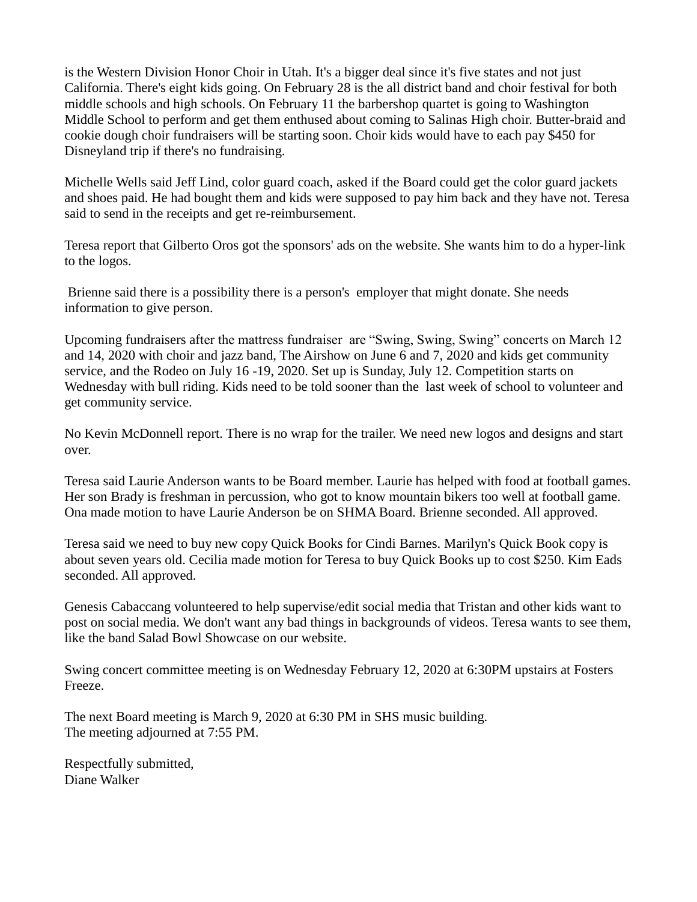is the Western Division Honor Choir in Utah. It's a bigger deal since it's five states and not just California. There's eight kids going. On February 28 is the all district band and choir festival for both middle schools and high schools. On February 11 the barbershop quartet is going to Washington Middle School to perform and get them enthused about coming to Salinas High choir. Butter-braid and cookie dough choir fundraisers will be starting soon. Choir kids would have to each pay $450 for Disneyland trip if there's no fundraising.

Michelle Wells said Jeff Lind, color guard coach, asked if the Board could get the color guard jackets and shoes paid. He had bought them and kids were supposed to pay him back and they have not. Teresa said to send in the receipts and get re-reimbursement.

Teresa report that Gilberto Oros got the sponsors' ads on the website. She wants him to do a hyper-link to the logos.

Brienne said there is a possibility there is a person's employer that might donate. She needs information to give person.

Upcoming fundraisers after the mattress fundraiser are "Swing, Swing, Swing" concerts on March 12 and 14, 2020 with choir and jazz band, The Airshow on June 6 and 7, 2020 and kids get community service, and the Rodeo on July 16 -19, 2020. Set up is Sunday, July 12. Competition starts on Wednesday with bull riding. Kids need to be told sooner than the last week of school to volunteer and get community service.

No Kevin McDonnell report. There is no wrap for the trailer. We need new logos and designs and start over.

Teresa said Laurie Anderson wants to be Board member. Laurie has helped with food at football games. Her son Brady is freshman in percussion, who got to know mountain bikers too well at football game. Ona made motion to have Laurie Anderson be on SHMA Board. Brienne seconded. All approved.

Teresa said we need to buy new copy Quick Books for Cindi Barnes. Marilyn's Quick Book copy is about seven years old. Cecilia made motion for Teresa to buy Quick Books up to cost $250. Kim Eads seconded. All approved.

Genesis Cabaccang volunteered to help supervise/edit social media that Tristan and other kids want to post on social media. We don't want any bad things in backgrounds of videos. Teresa wants to see them, like the band Salad Bowl Showcase on our website.

Swing concert committee meeting is on Wednesday February 12, 2020 at 6:30PM upstairs at Fosters Freeze.

The next Board meeting is March 9, 2020 at 6:30 PM in SHS music building.
The meeting adjourned at 7:55 PM.

Respectfully submitted,
Diane Walker